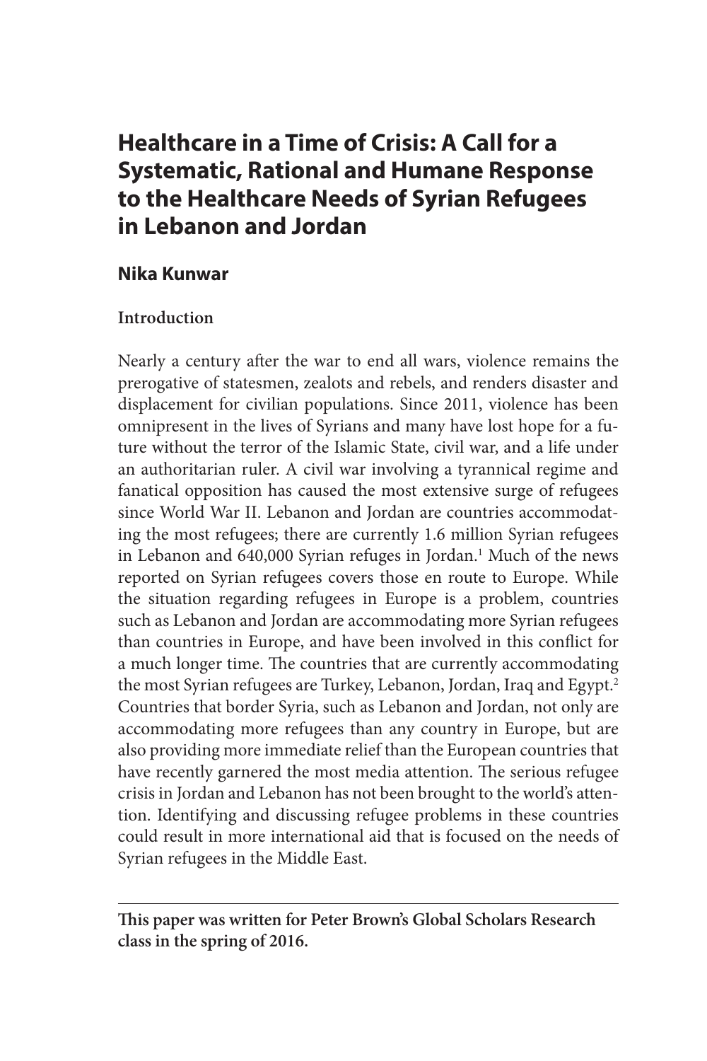# Healthcare in a Time of Crisis: A Call for a Systematic, Rational and Humane Response to the Healthcare Needs of Syrian Refugees in Lebanon and Jordan

**Nika Kunwar**

## Introduction

Nearly a century after the war to end all wars, violence remains the prerogative of statesmen, zealots and rebels, and renders disaster and displacement for civilian populations. Since 2011, violence has been omnipresent in the lives of Syrians and many have lost hope for a future without the terror of the Islamic State, civil war, and a life under an authoritarian ruler. A civil war involving a tyrannical regime and fanatical opposition has caused the most extensive surge of refugees since World War II. Lebanon and Jordan are countries accommodating the most refugees; there are currently 1.6 million Syrian refugees in Lebanon and 640,000 Syrian refuges in Jordan.[1] Much of the news reported on Syrian refugees covers those en route to Europe. While the situation regarding refugees in Europe is a problem, countries such as Lebanon and Jordan are accommodating more Syrian refugees than countries in Europe, and have been involved in this conflict for a much longer time. The countries that are currently accommodating the most Syrian refugees are Turkey, Lebanon, Jordan, Iraq and Egypt.[2] Countries that border Syria, such as Lebanon and Jordan, not only are accommodating more refugees than any country in Europe, but are also providing more immediate relief than the European countries that have recently garnered the most media attention. The serious refugee crisis in Jordan and Lebanon has not been brought to the world's attention. Identifying and discussing refugee problems in these countries could result in more international aid that is focused on the needs of Syrian refugees in the Middle East.

---

**This paper was written for Peter Brown's Global Scholars Research class in the spring of 2016.**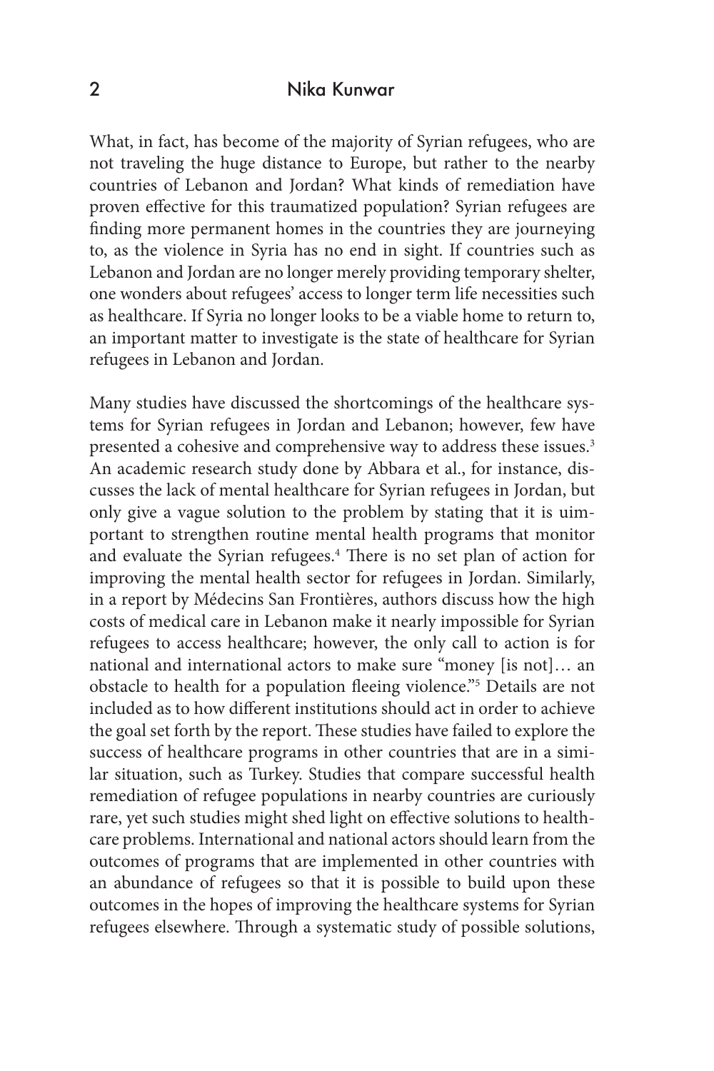What, in fact, has become of the majority of Syrian refugees, who are not traveling the huge distance to Europe, but rather to the nearby countries of Lebanon and Jordan? What kinds of remediation have proven effective for this traumatized population? Syrian refugees are finding more permanent homes in the countries they are journeying to, as the violence in Syria has no end in sight. If countries such as Lebanon and Jordan are no longer merely providing temporary shelter, one wonders about refugees' access to longer term life necessities such as healthcare. If Syria no longer looks to be a viable home to return to, an important matter to investigate is the state of healthcare for Syrian refugees in Lebanon and Jordan.

Many studies have discussed the shortcomings of the healthcare systems for Syrian refugees in Jordan and Lebanon; however, few have presented a cohesive and comprehensive way to address these issues.[3] An academic research study done by Abbara et al., for instance, discusses the lack of mental healthcare for Syrian refugees in Jordan, but only give a vague solution to the problem by stating that it is uimportant to strengthen routine mental health programs that monitor and evaluate the Syrian refugees.[4] There is no set plan of action for improving the mental health sector for refugees in Jordan. Similarly, in a report by Médecins San Frontières, authors discuss how the high costs of medical care in Lebanon make it nearly impossible for Syrian refugees to access healthcare; however, the only call to action is for national and international actors to make sure "money [is not]… an obstacle to health for a population fleeing violence."[5] Details are not included as to how different institutions should act in order to achieve the goal set forth by the report. These studies have failed to explore the success of healthcare programs in other countries that are in a similar situation, such as Turkey. Studies that compare successful health remediation of refugee populations in nearby countries are curiously rare, yet such studies might shed light on effective solutions to healthcare problems. International and national actors should learn from the outcomes of programs that are implemented in other countries with an abundance of refugees so that it is possible to build upon these outcomes in the hopes of improving the healthcare systems for Syrian refugees elsewhere. Through a systematic study of possible solutions,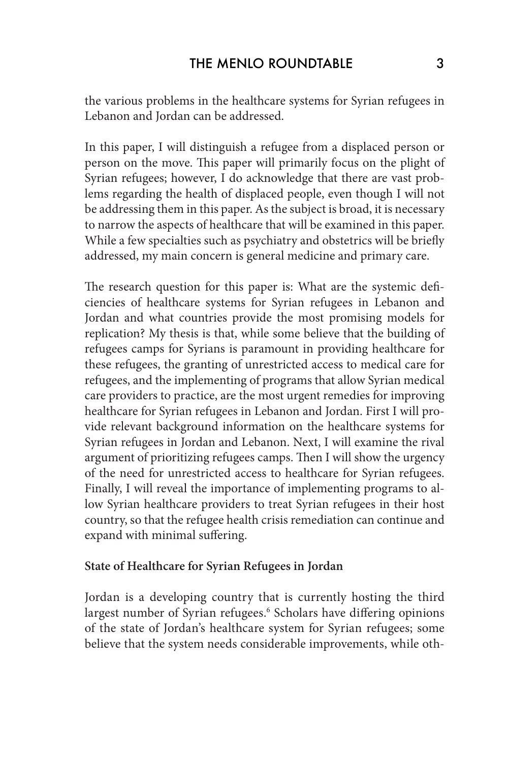the various problems in the healthcare systems for Syrian refugees in Lebanon and Jordan can be addressed.

In this paper, I will distinguish a refugee from a displaced person or person on the move. This paper will primarily focus on the plight of Syrian refugees; however, I do acknowledge that there are vast problems regarding the health of displaced people, even though I will not be addressing them in this paper. As the subject is broad, it is necessary to narrow the aspects of healthcare that will be examined in this paper. While a few specialties such as psychiatry and obstetrics will be briefly addressed, my main concern is general medicine and primary care.

The research question for this paper is: What are the systemic deficiencies of healthcare systems for Syrian refugees in Lebanon and Jordan and what countries provide the most promising models for replication? My thesis is that, while some believe that the building of refugees camps for Syrians is paramount in providing healthcare for these refugees, the granting of unrestricted access to medical care for refugees, and the implementing of programs that allow Syrian medical care providers to practice, are the most urgent remedies for improving healthcare for Syrian refugees in Lebanon and Jordan. First I will provide relevant background information on the healthcare systems for Syrian refugees in Jordan and Lebanon. Next, I will examine the rival argument of prioritizing refugees camps. Then I will show the urgency of the need for unrestricted access to healthcare for Syrian refugees. Finally, I will reveal the importance of implementing programs to allow Syrian healthcare providers to treat Syrian refugees in their host country, so that the refugee health crisis remediation can continue and expand with minimal suffering.

**State of Healthcare for Syrian Refugees in Jordan**

Jordan is a developing country that is currently hosting the third largest number of Syrian refugees.[6] Scholars have differing opinions of the state of Jordan's healthcare system for Syrian refugees; some believe that the system needs considerable improvements, while oth-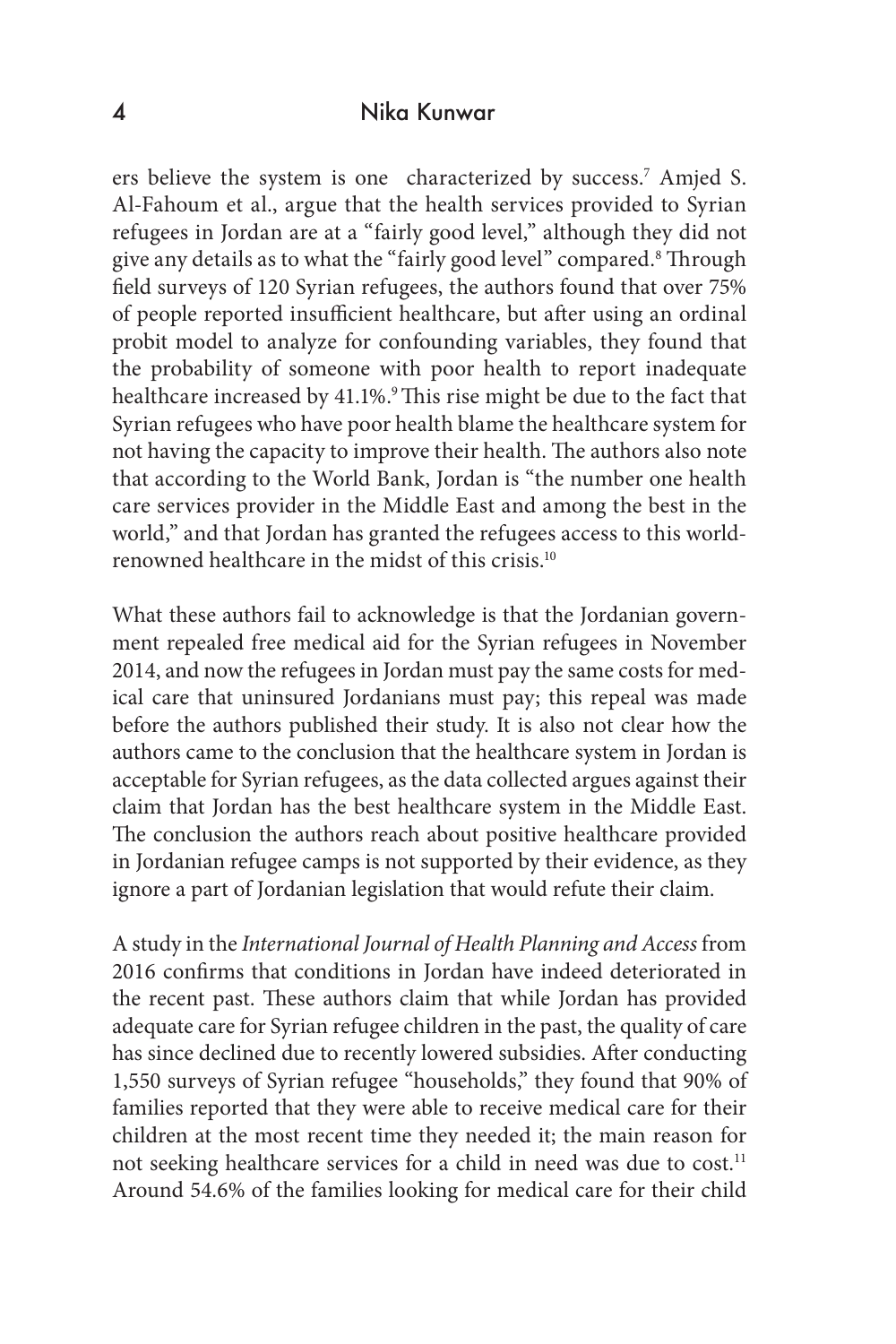ers believe the system is one  characterized by success.[7] Amjed S. Al-Fahoum et al., argue that the health services provided to Syrian refugees in Jordan are at a "fairly good level," although they did not give any details as to what the "fairly good level" compared.[8] Through field surveys of 120 Syrian refugees, the authors found that over 75% of people reported insufficient healthcare, but after using an ordinal probit model to analyze for confounding variables, they found that the probability of someone with poor health to report inadequate healthcare increased by 41.1%.[9] This rise might be due to the fact that Syrian refugees who have poor health blame the healthcare system for not having the capacity to improve their health. The authors also note that according to the World Bank, Jordan is "the number one health care services provider in the Middle East and among the best in the world," and that Jordan has granted the refugees access to this world-renowned healthcare in the midst of this crisis.[10]

What these authors fail to acknowledge is that the Jordanian government repealed free medical aid for the Syrian refugees in November 2014, and now the refugees in Jordan must pay the same costs for medical care that uninsured Jordanians must pay; this repeal was made before the authors published their study. It is also not clear how the authors came to the conclusion that the healthcare system in Jordan is acceptable for Syrian refugees, as the data collected argues against their claim that Jordan has the best healthcare system in the Middle East. The conclusion the authors reach about positive healthcare provided in Jordanian refugee camps is not supported by their evidence, as they ignore a part of Jordanian legislation that would refute their claim.

A study in the *International Journal of Health Planning and Access* from 2016 confirms that conditions in Jordan have indeed deteriorated in the recent past. These authors claim that while Jordan has provided adequate care for Syrian refugee children in the past, the quality of care has since declined due to recently lowered subsidies. After conducting 1,550 surveys of Syrian refugee "households," they found that 90% of families reported that they were able to receive medical care for their children at the most recent time they needed it; the main reason for not seeking healthcare services for a child in need was due to cost.[11] Around 54.6% of the families looking for medical care for their child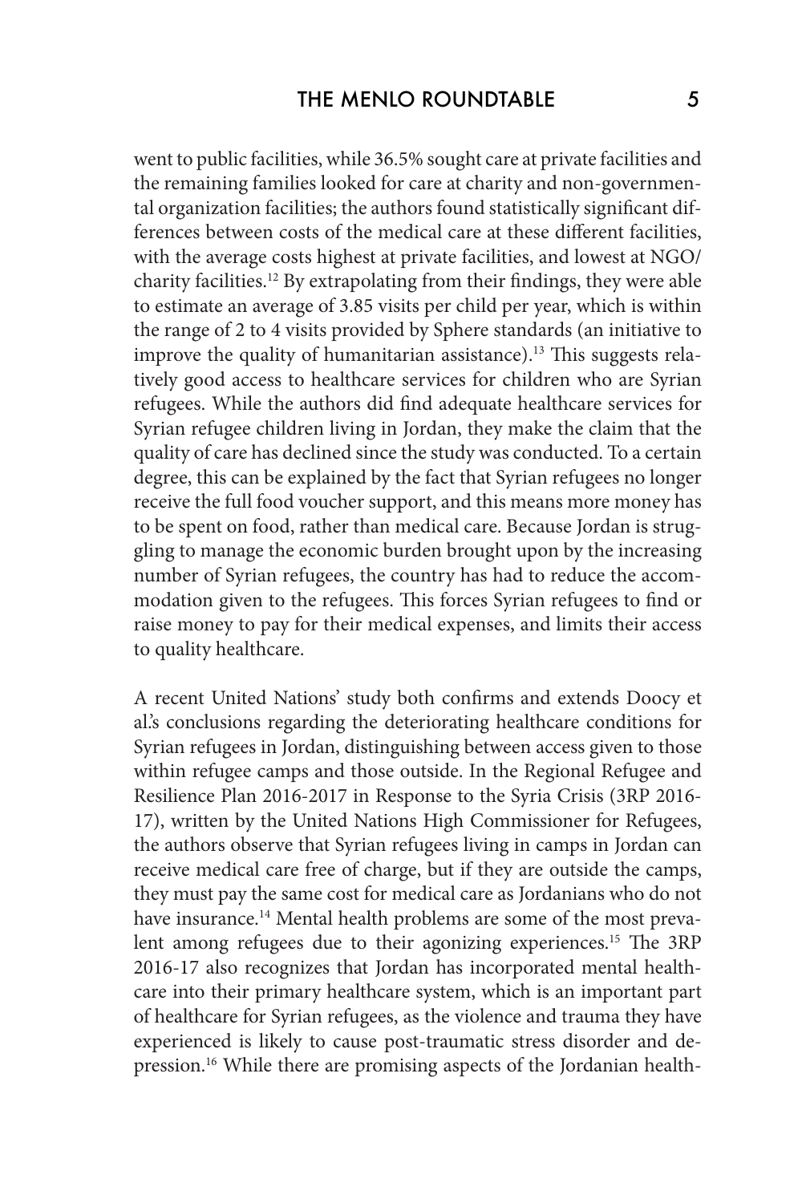went to public facilities, while 36.5% sought care at private facilities and the remaining families looked for care at charity and non-governmental organization facilities; the authors found statistically significant differences between costs of the medical care at these different facilities, with the average costs highest at private facilities, and lowest at NGO/charity facilities.[12] By extrapolating from their findings, they were able to estimate an average of 3.85 visits per child per year, which is within the range of 2 to 4 visits provided by Sphere standards (an initiative to improve the quality of humanitarian assistance).[13] This suggests relatively good access to healthcare services for children who are Syrian refugees. While the authors did find adequate healthcare services for Syrian refugee children living in Jordan, they make the claim that the quality of care has declined since the study was conducted. To a certain degree, this can be explained by the fact that Syrian refugees no longer receive the full food voucher support, and this means more money has to be spent on food, rather than medical care. Because Jordan is struggling to manage the economic burden brought upon by the increasing number of Syrian refugees, the country has had to reduce the accommodation given to the refugees. This forces Syrian refugees to find or raise money to pay for their medical expenses, and limits their access to quality healthcare.

A recent United Nations' study both confirms and extends Doocy et al.'s conclusions regarding the deteriorating healthcare conditions for Syrian refugees in Jordan, distinguishing between access given to those within refugee camps and those outside. In the Regional Refugee and Resilience Plan 2016-2017 in Response to the Syria Crisis (3RP 2016-17), written by the United Nations High Commissioner for Refugees, the authors observe that Syrian refugees living in camps in Jordan can receive medical care free of charge, but if they are outside the camps, they must pay the same cost for medical care as Jordanians who do not have insurance.[14] Mental health problems are some of the most prevalent among refugees due to their agonizing experiences.[15] The 3RP 2016-17 also recognizes that Jordan has incorporated mental healthcare into their primary healthcare system, which is an important part of healthcare for Syrian refugees, as the violence and trauma they have experienced is likely to cause post-traumatic stress disorder and depression.[16] While there are promising aspects of the Jordanian health-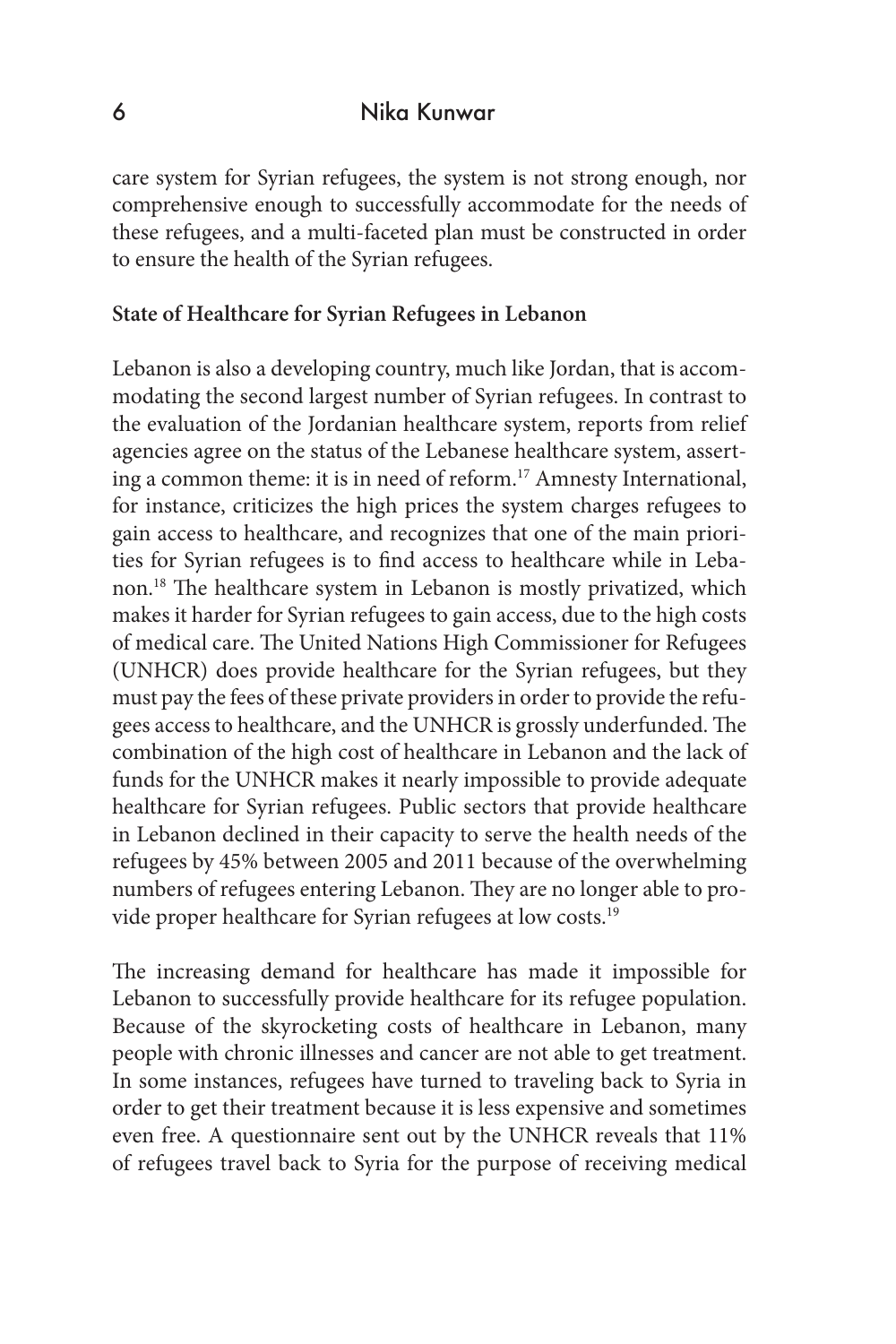care system for Syrian refugees, the system is not strong enough, nor comprehensive enough to successfully accommodate for the needs of these refugees, and a multi-faceted plan must be constructed in order to ensure the health of the Syrian refugees.

**State of Healthcare for Syrian Refugees in Lebanon**

Lebanon is also a developing country, much like Jordan, that is accommodating the second largest number of Syrian refugees. In contrast to the evaluation of the Jordanian healthcare system, reports from relief agencies agree on the status of the Lebanese healthcare system, asserting a common theme: it is in need of reform.[17] Amnesty International, for instance, criticizes the high prices the system charges refugees to gain access to healthcare, and recognizes that one of the main priorities for Syrian refugees is to find access to healthcare while in Lebanon.[18] The healthcare system in Lebanon is mostly privatized, which makes it harder for Syrian refugees to gain access, due to the high costs of medical care. The United Nations High Commissioner for Refugees (UNHCR) does provide healthcare for the Syrian refugees, but they must pay the fees of these private providers in order to provide the refugees access to healthcare, and the UNHCR is grossly underfunded. The combination of the high cost of healthcare in Lebanon and the lack of funds for the UNHCR makes it nearly impossible to provide adequate healthcare for Syrian refugees. Public sectors that provide healthcare in Lebanon declined in their capacity to serve the health needs of the refugees by 45% between 2005 and 2011 because of the overwhelming numbers of refugees entering Lebanon. They are no longer able to provide proper healthcare for Syrian refugees at low costs.[19]

The increasing demand for healthcare has made it impossible for Lebanon to successfully provide healthcare for its refugee population. Because of the skyrocketing costs of healthcare in Lebanon, many people with chronic illnesses and cancer are not able to get treatment. In some instances, refugees have turned to traveling back to Syria in order to get their treatment because it is less expensive and sometimes even free. A questionnaire sent out by the UNHCR reveals that 11% of refugees travel back to Syria for the purpose of receiving medical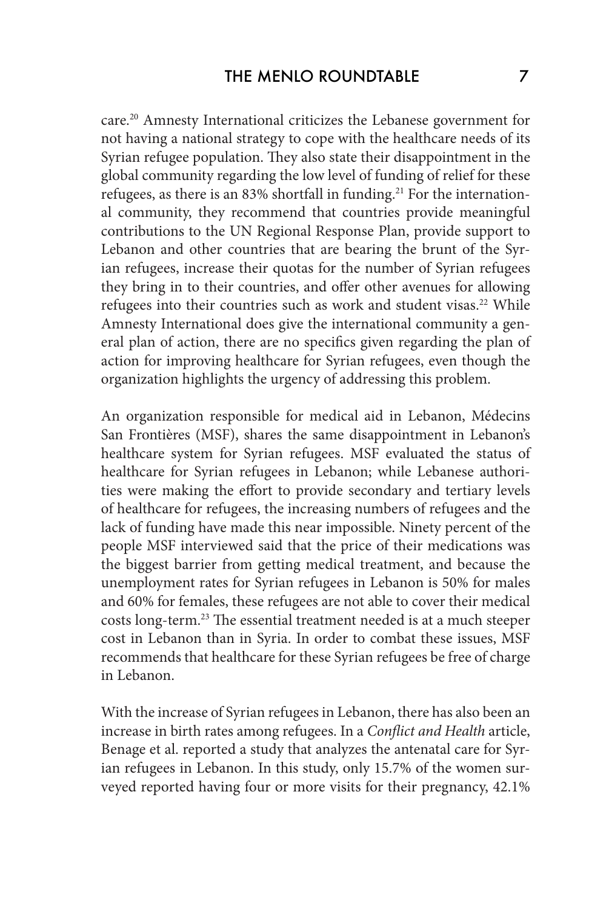care.[20] Amnesty International criticizes the Lebanese government for not having a national strategy to cope with the healthcare needs of its Syrian refugee population. They also state their disappointment in the global community regarding the low level of funding of relief for these refugees, as there is an 83% shortfall in funding.[21] For the international community, they recommend that countries provide meaningful contributions to the UN Regional Response Plan, provide support to Lebanon and other countries that are bearing the brunt of the Syrian refugees, increase their quotas for the number of Syrian refugees they bring in to their countries, and offer other avenues for allowing refugees into their countries such as work and student visas.[22] While Amnesty International does give the international community a general plan of action, there are no specifics given regarding the plan of action for improving healthcare for Syrian refugees, even though the organization highlights the urgency of addressing this problem.

An organization responsible for medical aid in Lebanon, Médecins San Frontières (MSF), shares the same disappointment in Lebanon's healthcare system for Syrian refugees. MSF evaluated the status of healthcare for Syrian refugees in Lebanon; while Lebanese authorities were making the effort to provide secondary and tertiary levels of healthcare for refugees, the increasing numbers of refugees and the lack of funding have made this near impossible. Ninety percent of the people MSF interviewed said that the price of their medications was the biggest barrier from getting medical treatment, and because the unemployment rates for Syrian refugees in Lebanon is 50% for males and 60% for females, these refugees are not able to cover their medical costs long-term.[23] The essential treatment needed is at a much steeper cost in Lebanon than in Syria. In order to combat these issues, MSF recommends that healthcare for these Syrian refugees be free of charge in Lebanon.

With the increase of Syrian refugees in Lebanon, there has also been an increase in birth rates among refugees. In a *Conflict and Health* article, Benage et al. reported a study that analyzes the antenatal care for Syrian refugees in Lebanon. In this study, only 15.7% of the women surveyed reported having four or more visits for their pregnancy, 42.1%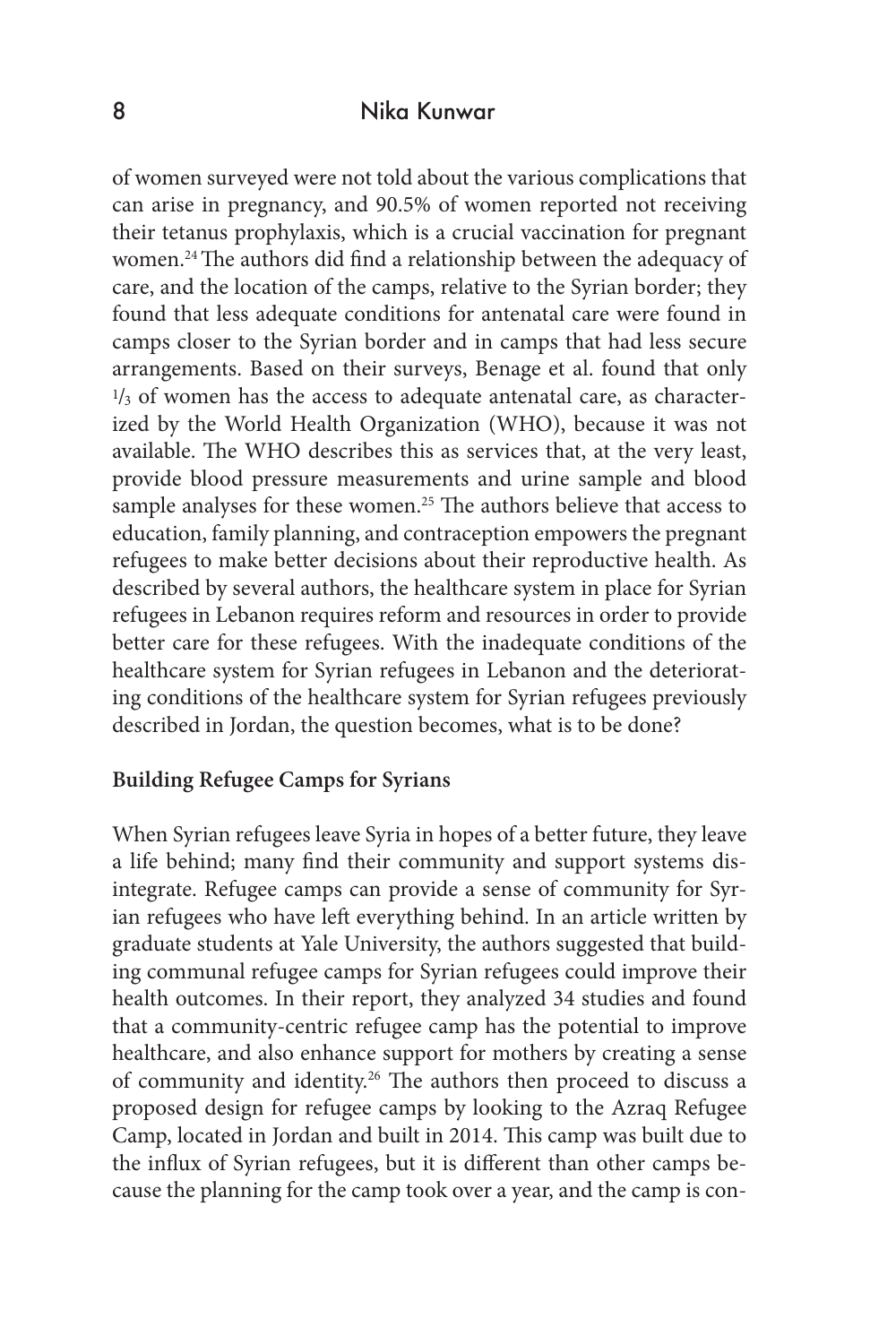of women surveyed were not told about the various complications that can arise in pregnancy, and 90.5% of women reported not receiving their tetanus prophylaxis, which is a crucial vaccination for pregnant women.[24] The authors did find a relationship between the adequacy of care, and the location of the camps, relative to the Syrian border; they found that less adequate conditions for antenatal care were found in camps closer to the Syrian border and in camps that had less secure arrangements. Based on their surveys, Benage et al. found that only $1/3$ of women has the access to adequate antenatal care, as characterized by the World Health Organization (WHO), because it was not available. The WHO describes this as services that, at the very least, provide blood pressure measurements and urine sample and blood sample analyses for these women.[25] The authors believe that access to education, family planning, and contraception empowers the pregnant refugees to make better decisions about their reproductive health. As described by several authors, the healthcare system in place for Syrian refugees in Lebanon requires reform and resources in order to provide better care for these refugees. With the inadequate conditions of the healthcare system for Syrian refugees in Lebanon and the deteriorating conditions of the healthcare system for Syrian refugees previously described in Jordan, the question becomes, what is to be done?

**Building Refugee Camps for Syrians**

When Syrian refugees leave Syria in hopes of a better future, they leave a life behind; many find their community and support systems disintegrate. Refugee camps can provide a sense of community for Syrian refugees who have left everything behind. In an article written by graduate students at Yale University, the authors suggested that building communal refugee camps for Syrian refugees could improve their health outcomes. In their report, they analyzed 34 studies and found that a community-centric refugee camp has the potential to improve healthcare, and also enhance support for mothers by creating a sense of community and identity.[26] The authors then proceed to discuss a proposed design for refugee camps by looking to the Azraq Refugee Camp, located in Jordan and built in 2014. This camp was built due to the influx of Syrian refugees, but it is different than other camps because the planning for the camp took over a year, and the camp is con-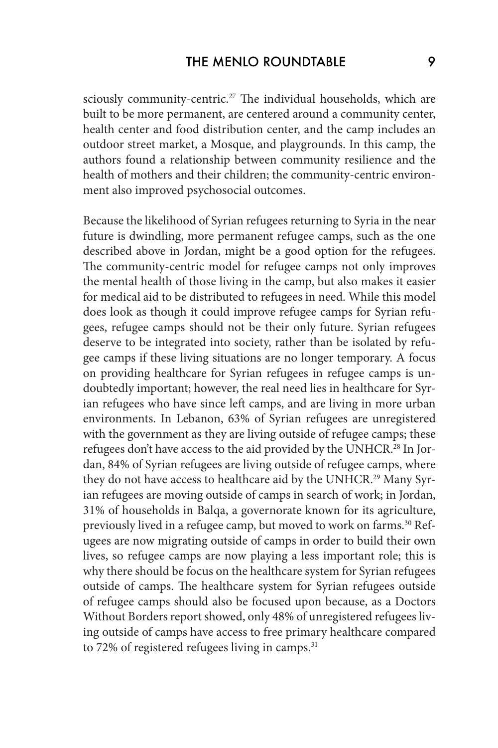sciously community-centric.[27] The individual households, which are built to be more permanent, are centered around a community center, health center and food distribution center, and the camp includes an outdoor street market, a Mosque, and playgrounds. In this camp, the authors found a relationship between community resilience and the health of mothers and their children; the community-centric environment also improved psychosocial outcomes.

Because the likelihood of Syrian refugees returning to Syria in the near future is dwindling, more permanent refugee camps, such as the one described above in Jordan, might be a good option for the refugees. The community-centric model for refugee camps not only improves the mental health of those living in the camp, but also makes it easier for medical aid to be distributed to refugees in need. While this model does look as though it could improve refugee camps for Syrian refugees, refugee camps should not be their only future. Syrian refugees deserve to be integrated into society, rather than be isolated by refugee camps if these living situations are no longer temporary. A focus on providing healthcare for Syrian refugees in refugee camps is undoubtedly important; however, the real need lies in healthcare for Syrian refugees who have since left camps, and are living in more urban environments. In Lebanon, 63% of Syrian refugees are unregistered with the government as they are living outside of refugee camps; these refugees don't have access to the aid provided by the UNHCR.[28] In Jordan, 84% of Syrian refugees are living outside of refugee camps, where they do not have access to healthcare aid by the UNHCR.[29] Many Syrian refugees are moving outside of camps in search of work; in Jordan, 31% of households in Balqa, a governorate known for its agriculture, previously lived in a refugee camp, but moved to work on farms.[30] Refugees are now migrating outside of camps in order to build their own lives, so refugee camps are now playing a less important role; this is why there should be focus on the healthcare system for Syrian refugees outside of camps. The healthcare system for Syrian refugees outside of refugee camps should also be focused upon because, as a Doctors Without Borders report showed, only 48% of unregistered refugees living outside of camps have access to free primary healthcare compared to 72% of registered refugees living in camps.[31]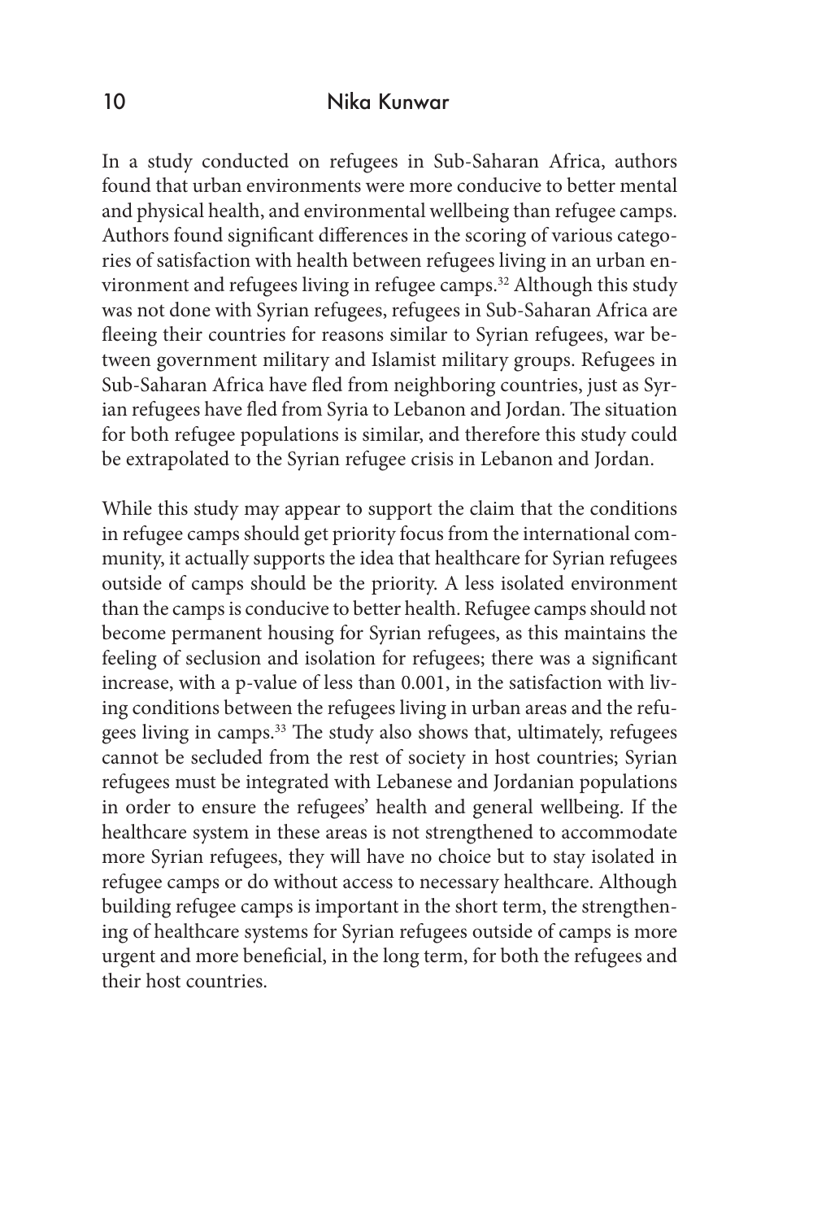In a study conducted on refugees in Sub-Saharan Africa, authors found that urban environments were more conducive to better mental and physical health, and environmental wellbeing than refugee camps. Authors found significant differences in the scoring of various categories of satisfaction with health between refugees living in an urban environment and refugees living in refugee camps.[32] Although this study was not done with Syrian refugees, refugees in Sub-Saharan Africa are fleeing their countries for reasons similar to Syrian refugees, war between government military and Islamist military groups. Refugees in Sub-Saharan Africa have fled from neighboring countries, just as Syrian refugees have fled from Syria to Lebanon and Jordan. The situation for both refugee populations is similar, and therefore this study could be extrapolated to the Syrian refugee crisis in Lebanon and Jordan.

While this study may appear to support the claim that the conditions in refugee camps should get priority focus from the international community, it actually supports the idea that healthcare for Syrian refugees outside of camps should be the priority. A less isolated environment than the camps is conducive to better health. Refugee camps should not become permanent housing for Syrian refugees, as this maintains the feeling of seclusion and isolation for refugees; there was a significant increase, with a p-value of less than 0.001, in the satisfaction with living conditions between the refugees living in urban areas and the refugees living in camps.[33] The study also shows that, ultimately, refugees cannot be secluded from the rest of society in host countries; Syrian refugees must be integrated with Lebanese and Jordanian populations in order to ensure the refugees' health and general wellbeing. If the healthcare system in these areas is not strengthened to accommodate more Syrian refugees, they will have no choice but to stay isolated in refugee camps or do without access to necessary healthcare. Although building refugee camps is important in the short term, the strengthening of healthcare systems for Syrian refugees outside of camps is more urgent and more beneficial, in the long term, for both the refugees and their host countries.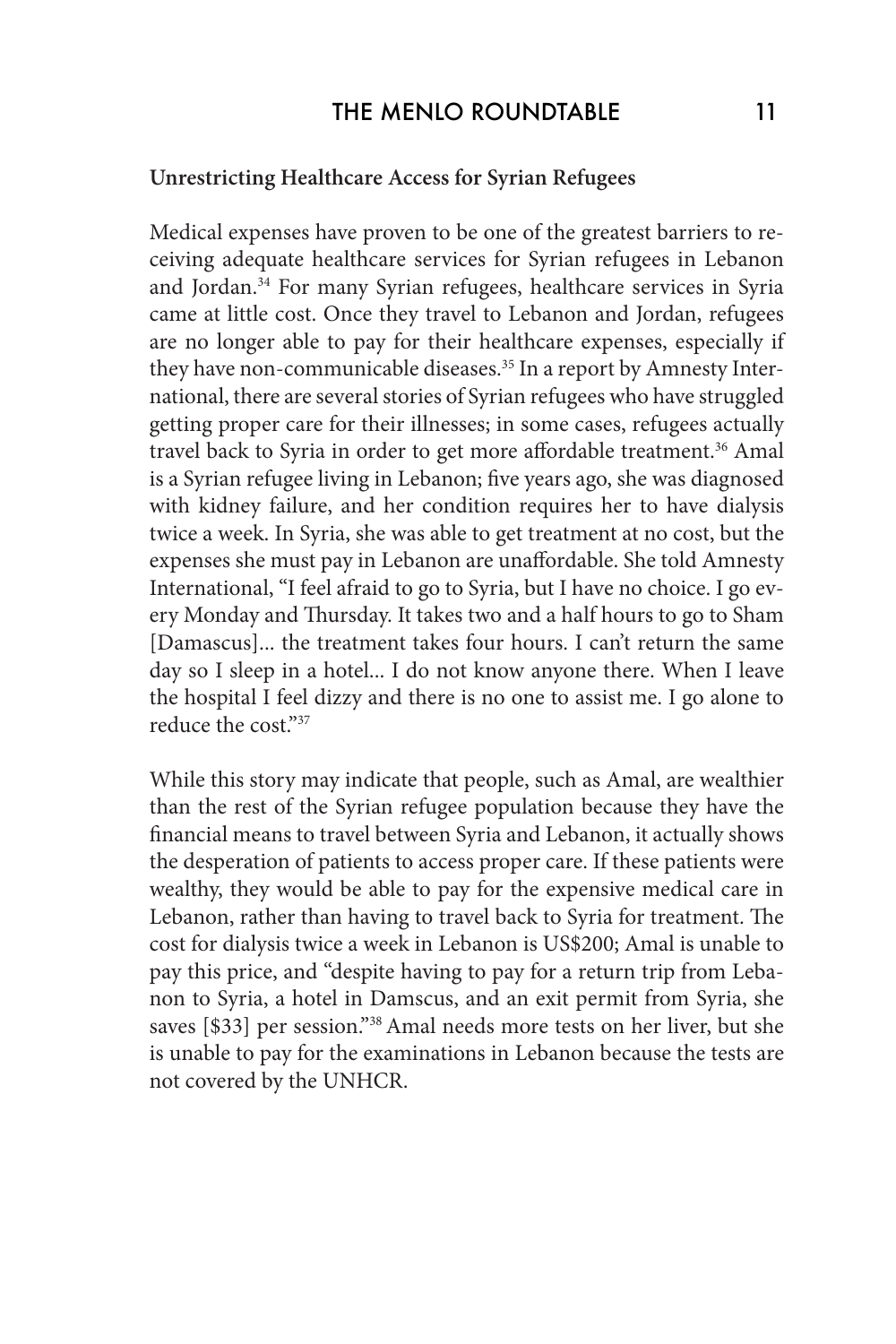**Unrestricting Healthcare Access for Syrian Refugees**

Medical expenses have proven to be one of the greatest barriers to receiving adequate healthcare services for Syrian refugees in Lebanon and Jordan.[34] For many Syrian refugees, healthcare services in Syria came at little cost. Once they travel to Lebanon and Jordan, refugees are no longer able to pay for their healthcare expenses, especially if they have non-communicable diseases.[35] In a report by Amnesty International, there are several stories of Syrian refugees who have struggled getting proper care for their illnesses; in some cases, refugees actually travel back to Syria in order to get more affordable treatment.[36] Amal is a Syrian refugee living in Lebanon; five years ago, she was diagnosed with kidney failure, and her condition requires her to have dialysis twice a week. In Syria, she was able to get treatment at no cost, but the expenses she must pay in Lebanon are unaffordable. She told Amnesty International, "I feel afraid to go to Syria, but I have no choice. I go every Monday and Thursday. It takes two and a half hours to go to Sham [Damascus]... the treatment takes four hours. I can't return the same day so I sleep in a hotel... I do not know anyone there. When I leave the hospital I feel dizzy and there is no one to assist me. I go alone to reduce the cost."[37]

While this story may indicate that people, such as Amal, are wealthier than the rest of the Syrian refugee population because they have the financial means to travel between Syria and Lebanon, it actually shows the desperation of patients to access proper care. If these patients were wealthy, they would be able to pay for the expensive medical care in Lebanon, rather than having to travel back to Syria for treatment. The cost for dialysis twice a week in Lebanon is US$200; Amal is unable to pay this price, and "despite having to pay for a return trip from Lebanon to Syria, a hotel in Damscus, and an exit permit from Syria, she saves [$33] per session."[38] Amal needs more tests on her liver, but she is unable to pay for the examinations in Lebanon because the tests are not covered by the UNHCR.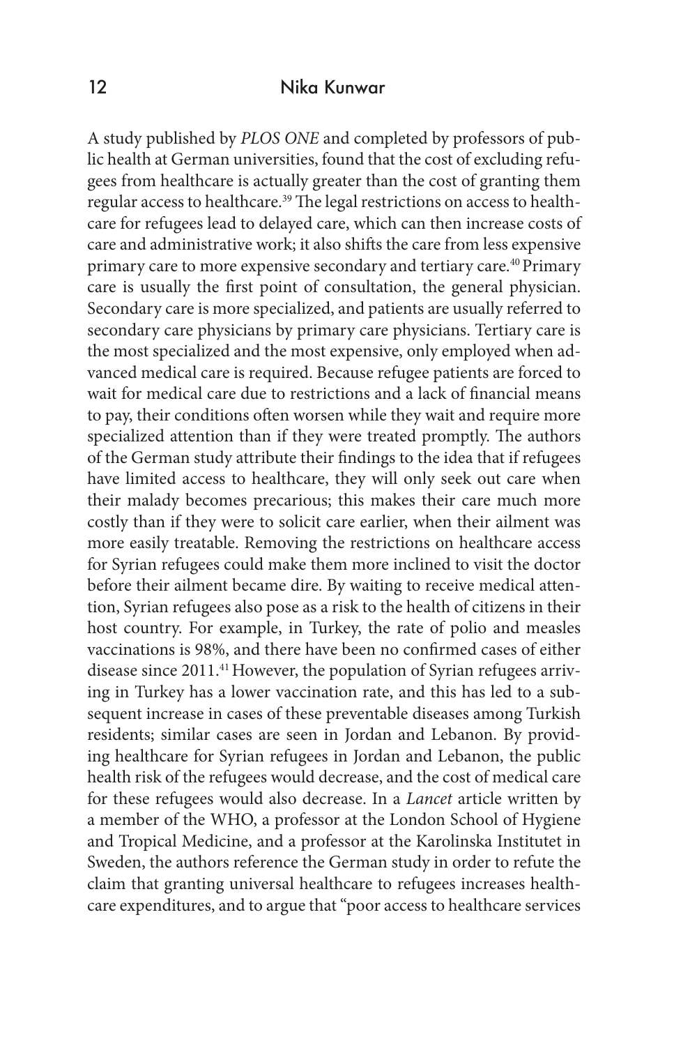A study published by *PLOS ONE* and completed by professors of public health at German universities, found that the cost of excluding refugees from healthcare is actually greater than the cost of granting them regular access to healthcare.[39] The legal restrictions on access to healthcare for refugees lead to delayed care, which can then increase costs of care and administrative work; it also shifts the care from less expensive primary care to more expensive secondary and tertiary care.[40] Primary care is usually the first point of consultation, the general physician. Secondary care is more specialized, and patients are usually referred to secondary care physicians by primary care physicians. Tertiary care is the most specialized and the most expensive, only employed when advanced medical care is required. Because refugee patients are forced to wait for medical care due to restrictions and a lack of financial means to pay, their conditions often worsen while they wait and require more specialized attention than if they were treated promptly. The authors of the German study attribute their findings to the idea that if refugees have limited access to healthcare, they will only seek out care when their malady becomes precarious; this makes their care much more costly than if they were to solicit care earlier, when their ailment was more easily treatable. Removing the restrictions on healthcare access for Syrian refugees could make them more inclined to visit the doctor before their ailment became dire. By waiting to receive medical attention, Syrian refugees also pose as a risk to the health of citizens in their host country. For example, in Turkey, the rate of polio and measles vaccinations is 98%, and there have been no confirmed cases of either disease since 2011.[41] However, the population of Syrian refugees arriving in Turkey has a lower vaccination rate, and this has led to a subsequent increase in cases of these preventable diseases among Turkish residents; similar cases are seen in Jordan and Lebanon. By providing healthcare for Syrian refugees in Jordan and Lebanon, the public health risk of the refugees would decrease, and the cost of medical care for these refugees would also decrease. In a *Lancet* article written by a member of the WHO, a professor at the London School of Hygiene and Tropical Medicine, and a professor at the Karolinska Institutet in Sweden, the authors reference the German study in order to refute the claim that granting universal healthcare to refugees increases healthcare expenditures, and to argue that "poor access to healthcare services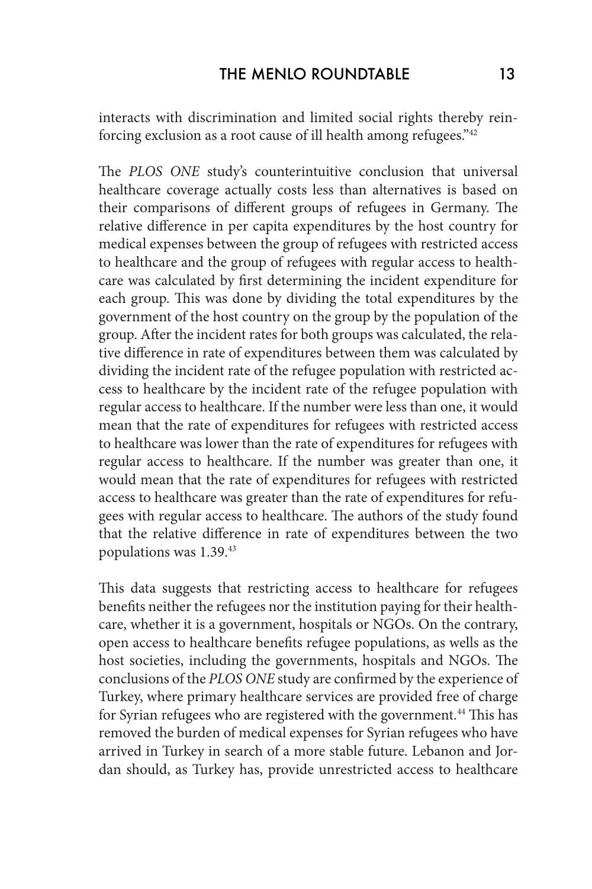interacts with discrimination and limited social rights thereby reinforcing exclusion as a root cause of ill health among refugees."[42]

The *PLOS ONE* study's counterintuitive conclusion that universal healthcare coverage actually costs less than alternatives is based on their comparisons of different groups of refugees in Germany. The relative difference in per capita expenditures by the host country for medical expenses between the group of refugees with restricted access to healthcare and the group of refugees with regular access to healthcare was calculated by first determining the incident expenditure for each group. This was done by dividing the total expenditures by the government of the host country on the group by the population of the group. After the incident rates for both groups was calculated, the relative difference in rate of expenditures between them was calculated by dividing the incident rate of the refugee population with restricted access to healthcare by the incident rate of the refugee population with regular access to healthcare. If the number were less than one, it would mean that the rate of expenditures for refugees with restricted access to healthcare was lower than the rate of expenditures for refugees with regular access to healthcare. If the number was greater than one, it would mean that the rate of expenditures for refugees with restricted access to healthcare was greater than the rate of expenditures for refugees with regular access to healthcare. The authors of the study found that the relative difference in rate of expenditures between the two populations was 1.39.[43]

This data suggests that restricting access to healthcare for refugees benefits neither the refugees nor the institution paying for their healthcare, whether it is a government, hospitals or NGOs. On the contrary, open access to healthcare benefits refugee populations, as wells as the host societies, including the governments, hospitals and NGOs. The conclusions of the *PLOS ONE* study are confirmed by the experience of Turkey, where primary healthcare services are provided free of charge for Syrian refugees who are registered with the government.[44] This has removed the burden of medical expenses for Syrian refugees who have arrived in Turkey in search of a more stable future. Lebanon and Jordan should, as Turkey has, provide unrestricted access to healthcare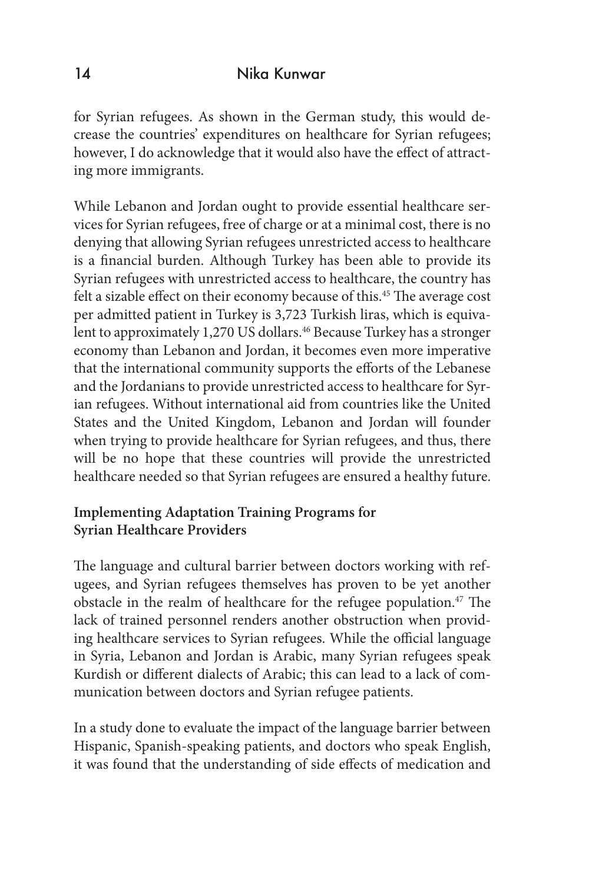for Syrian refugees. As shown in the German study, this would decrease the countries' expenditures on healthcare for Syrian refugees; however, I do acknowledge that it would also have the effect of attracting more immigrants.

While Lebanon and Jordan ought to provide essential healthcare services for Syrian refugees, free of charge or at a minimal cost, there is no denying that allowing Syrian refugees unrestricted access to healthcare is a financial burden. Although Turkey has been able to provide its Syrian refugees with unrestricted access to healthcare, the country has felt a sizable effect on their economy because of this.[45] The average cost per admitted patient in Turkey is 3,723 Turkish liras, which is equivalent to approximately 1,270 US dollars.[46] Because Turkey has a stronger economy than Lebanon and Jordan, it becomes even more imperative that the international community supports the efforts of the Lebanese and the Jordanians to provide unrestricted access to healthcare for Syrian refugees. Without international aid from countries like the United States and the United Kingdom, Lebanon and Jordan will founder when trying to provide healthcare for Syrian refugees, and thus, there will be no hope that these countries will provide the unrestricted healthcare needed so that Syrian refugees are ensured a healthy future.

**Implementing Adaptation Training Programs for Syrian Healthcare Providers**

The language and cultural barrier between doctors working with refugees, and Syrian refugees themselves has proven to be yet another obstacle in the realm of healthcare for the refugee population.[47] The lack of trained personnel renders another obstruction when providing healthcare services to Syrian refugees. While the official language in Syria, Lebanon and Jordan is Arabic, many Syrian refugees speak Kurdish or different dialects of Arabic; this can lead to a lack of communication between doctors and Syrian refugee patients.

In a study done to evaluate the impact of the language barrier between Hispanic, Spanish-speaking patients, and doctors who speak English, it was found that the understanding of side effects of medication and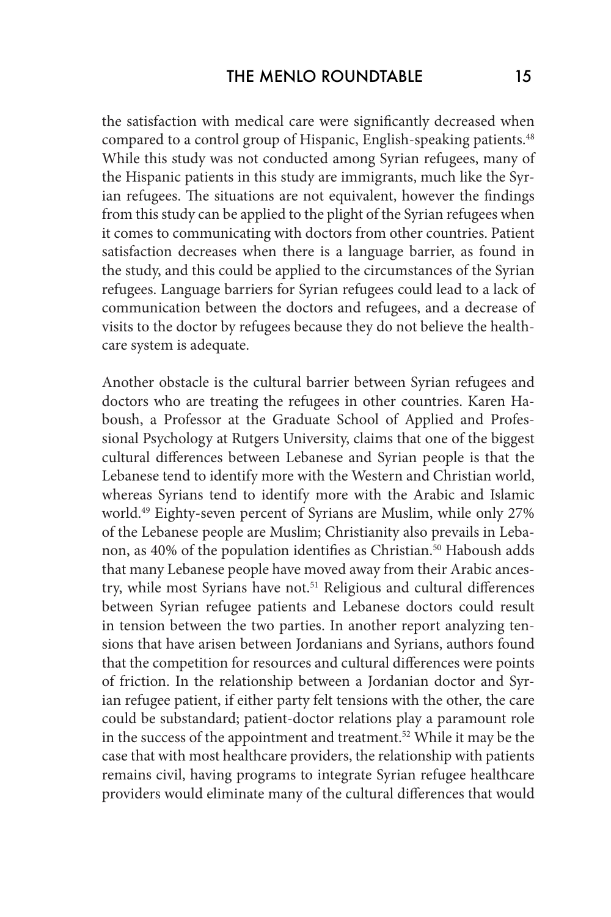the satisfaction with medical care were significantly decreased when compared to a control group of Hispanic, English-speaking patients.[48] While this study was not conducted among Syrian refugees, many of the Hispanic patients in this study are immigrants, much like the Syrian refugees. The situations are not equivalent, however the findings from this study can be applied to the plight of the Syrian refugees when it comes to communicating with doctors from other countries. Patient satisfaction decreases when there is a language barrier, as found in the study, and this could be applied to the circumstances of the Syrian refugees. Language barriers for Syrian refugees could lead to a lack of communication between the doctors and refugees, and a decrease of visits to the doctor by refugees because they do not believe the healthcare system is adequate.

Another obstacle is the cultural barrier between Syrian refugees and doctors who are treating the refugees in other countries. Karen Haboush, a Professor at the Graduate School of Applied and Professional Psychology at Rutgers University, claims that one of the biggest cultural differences between Lebanese and Syrian people is that the Lebanese tend to identify more with the Western and Christian world, whereas Syrians tend to identify more with the Arabic and Islamic world.[49] Eighty-seven percent of Syrians are Muslim, while only 27% of the Lebanese people are Muslim; Christianity also prevails in Lebanon, as 40% of the population identifies as Christian.[50] Haboush adds that many Lebanese people have moved away from their Arabic ancestry, while most Syrians have not.[51] Religious and cultural differences between Syrian refugee patients and Lebanese doctors could result in tension between the two parties. In another report analyzing tensions that have arisen between Jordanians and Syrians, authors found that the competition for resources and cultural differences were points of friction. In the relationship between a Jordanian doctor and Syrian refugee patient, if either party felt tensions with the other, the care could be substandard; patient-doctor relations play a paramount role in the success of the appointment and treatment.[52] While it may be the case that with most healthcare providers, the relationship with patients remains civil, having programs to integrate Syrian refugee healthcare providers would eliminate many of the cultural differences that would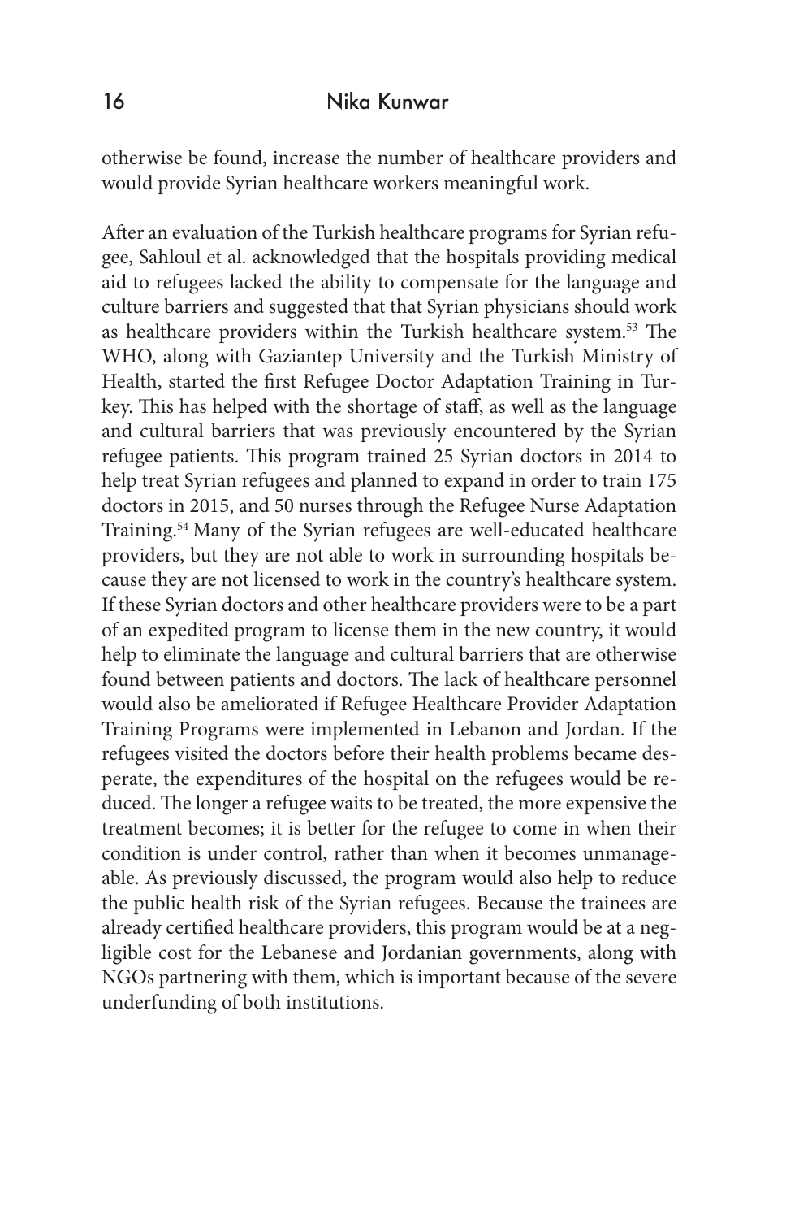otherwise be found, increase the number of healthcare providers and would provide Syrian healthcare workers meaningful work.

After an evaluation of the Turkish healthcare programs for Syrian refugee, Sahloul et al. acknowledged that the hospitals providing medical aid to refugees lacked the ability to compensate for the language and culture barriers and suggested that that Syrian physicians should work as healthcare providers within the Turkish healthcare system.[53] The WHO, along with Gaziantep University and the Turkish Ministry of Health, started the first Refugee Doctor Adaptation Training in Turkey. This has helped with the shortage of staff, as well as the language and cultural barriers that was previously encountered by the Syrian refugee patients. This program trained 25 Syrian doctors in 2014 to help treat Syrian refugees and planned to expand in order to train 175 doctors in 2015, and 50 nurses through the Refugee Nurse Adaptation Training.[54] Many of the Syrian refugees are well-educated healthcare providers, but they are not able to work in surrounding hospitals because they are not licensed to work in the country's healthcare system. If these Syrian doctors and other healthcare providers were to be a part of an expedited program to license them in the new country, it would help to eliminate the language and cultural barriers that are otherwise found between patients and doctors. The lack of healthcare personnel would also be ameliorated if Refugee Healthcare Provider Adaptation Training Programs were implemented in Lebanon and Jordan. If the refugees visited the doctors before their health problems became desperate, the expenditures of the hospital on the refugees would be reduced. The longer a refugee waits to be treated, the more expensive the treatment becomes; it is better for the refugee to come in when their condition is under control, rather than when it becomes unmanageable. As previously discussed, the program would also help to reduce the public health risk of the Syrian refugees. Because the trainees are already certified healthcare providers, this program would be at a negligible cost for the Lebanese and Jordanian governments, along with NGOs partnering with them, which is important because of the severe underfunding of both institutions.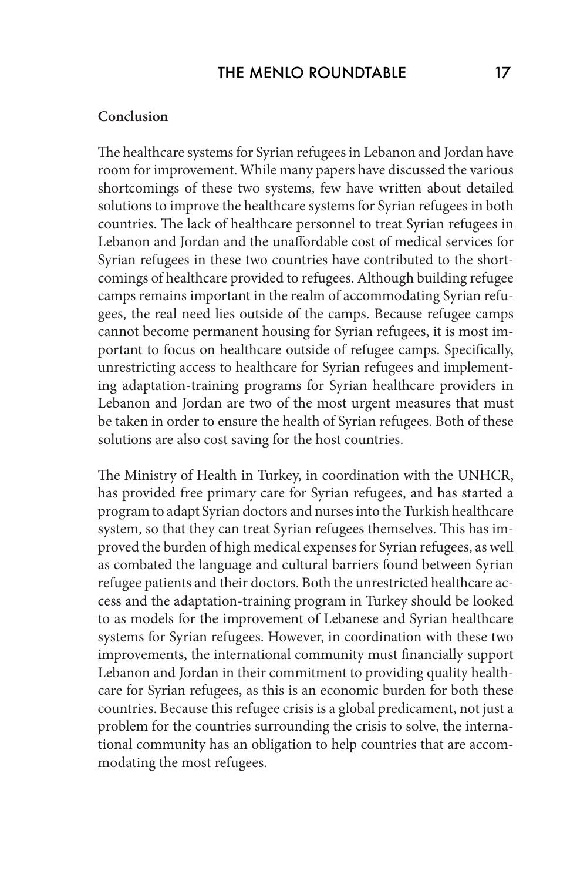**Conclusion**

The healthcare systems for Syrian refugees in Lebanon and Jordan have room for improvement. While many papers have discussed the various shortcomings of these two systems, few have written about detailed solutions to improve the healthcare systems for Syrian refugees in both countries. The lack of healthcare personnel to treat Syrian refugees in Lebanon and Jordan and the unaffordable cost of medical services for Syrian refugees in these two countries have contributed to the shortcomings of healthcare provided to refugees. Although building refugee camps remains important in the realm of accommodating Syrian refugees, the real need lies outside of the camps. Because refugee camps cannot become permanent housing for Syrian refugees, it is most important to focus on healthcare outside of refugee camps. Specifically, unrestricting access to healthcare for Syrian refugees and implementing adaptation-training programs for Syrian healthcare providers in Lebanon and Jordan are two of the most urgent measures that must be taken in order to ensure the health of Syrian refugees. Both of these solutions are also cost saving for the host countries.

The Ministry of Health in Turkey, in coordination with the UNHCR, has provided free primary care for Syrian refugees, and has started a program to adapt Syrian doctors and nurses into the Turkish healthcare system, so that they can treat Syrian refugees themselves. This has improved the burden of high medical expenses for Syrian refugees, as well as combated the language and cultural barriers found between Syrian refugee patients and their doctors. Both the unrestricted healthcare access and the adaptation-training program in Turkey should be looked to as models for the improvement of Lebanese and Syrian healthcare systems for Syrian refugees. However, in coordination with these two improvements, the international community must financially support Lebanon and Jordan in their commitment to providing quality healthcare for Syrian refugees, as this is an economic burden for both these countries. Because this refugee crisis is a global predicament, not just a problem for the countries surrounding the crisis to solve, the international community has an obligation to help countries that are accommodating the most refugees.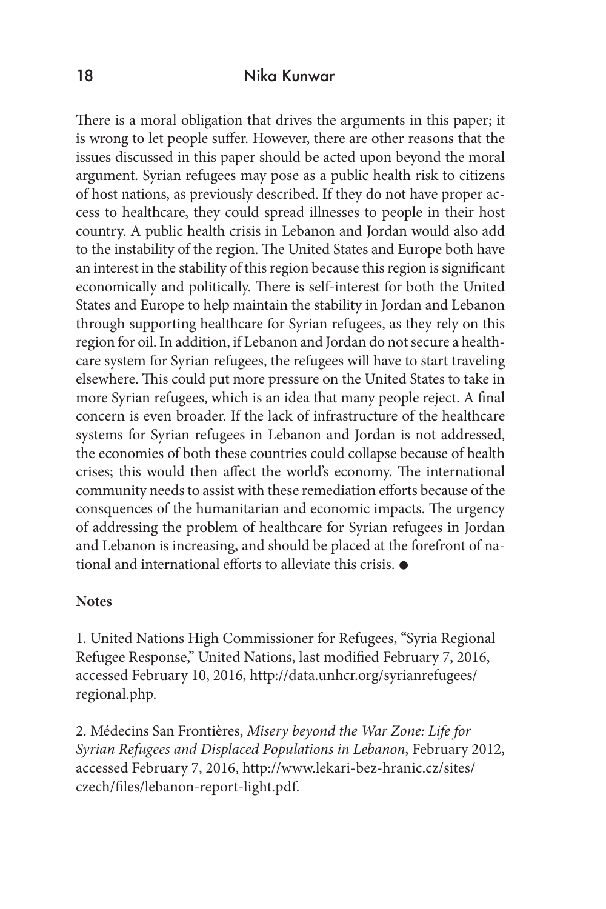There is a moral obligation that drives the arguments in this paper; it is wrong to let people suffer. However, there are other reasons that the issues discussed in this paper should be acted upon beyond the moral argument. Syrian refugees may pose as a public health risk to citizens of host nations, as previously described. If they do not have proper access to healthcare, they could spread illnesses to people in their host country. A public health crisis in Lebanon and Jordan would also add to the instability of the region. The United States and Europe both have an interest in the stability of this region because this region is significant economically and politically. There is self-interest for both the United States and Europe to help maintain the stability in Jordan and Lebanon through supporting healthcare for Syrian refugees, as they rely on this region for oil. In addition, if Lebanon and Jordan do not secure a healthcare system for Syrian refugees, the refugees will have to start traveling elsewhere. This could put more pressure on the United States to take in more Syrian refugees, which is an idea that many people reject. A final concern is even broader. If the lack of infrastructure of the healthcare systems for Syrian refugees in Lebanon and Jordan is not addressed, the economies of both these countries could collapse because of health crises; this would then affect the world's economy. The international community needs to assist with these remediation efforts because of the consquences of the humanitarian and economic impacts. The urgency of addressing the problem of healthcare for Syrian refugees in Jordan and Lebanon is increasing, and should be placed at the forefront of national and international efforts to alleviate this crisis. ●

**Notes**

1. United Nations High Commissioner for Refugees, "Syria Regional Refugee Response," United Nations, last modified February 7, 2016, accessed February 10, 2016, http://data.unhcr.org/syrianrefugees/regional.php.

2. Médecins San Frontières, *Misery beyond the War Zone: Life for Syrian Refugees and Displaced Populations in Lebanon*, February 2012, accessed February 7, 2016, http://www.lekari-bez-hranic.cz/sites/czech/files/lebanon-report-light.pdf.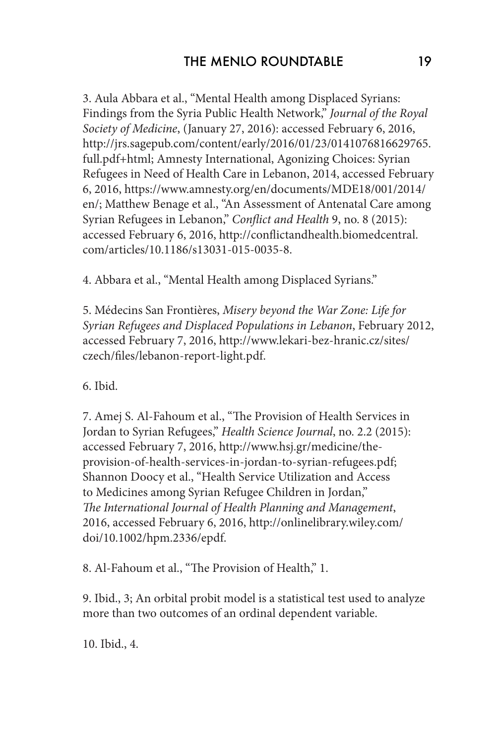3. Aula Abbara et al., "Mental Health among Displaced Syrians: Findings from the Syria Public Health Network," *Journal of the Royal Society of Medicine*, (January 27, 2016): accessed February 6, 2016, http://jrs.sagepub.com/content/early/2016/01/23/0141076816629765.full.pdf+html; Amnesty International, Agonizing Choices: Syrian Refugees in Need of Health Care in Lebanon, 2014, accessed February 6, 2016, https://www.amnesty.org/en/documents/MDE18/001/2014/en/; Matthew Benage et al., "An Assessment of Antenatal Care among Syrian Refugees in Lebanon," *Conflict and Health* 9, no. 8 (2015): accessed February 6, 2016, http://conflictandhealth.biomedcentral.com/articles/10.1186/s13031-015-0035-8.

4. Abbara et al., "Mental Health among Displaced Syrians."

5. Médecins San Frontières, *Misery beyond the War Zone: Life for Syrian Refugees and Displaced Populations in Lebanon*, February 2012, accessed February 7, 2016, http://www.lekari-bez-hranic.cz/sites/czech/files/lebanon-report-light.pdf.

6. Ibid.

7. Amej S. Al-Fahoum et al., "The Provision of Health Services in Jordan to Syrian Refugees," *Health Science Journal*, no. 2.2 (2015): accessed February 7, 2016, http://www.hsj.gr/medicine/the-provision-of-health-services-in-jordan-to-syrian-refugees.pdf; Shannon Doocy et al., "Health Service Utilization and Access to Medicines among Syrian Refugee Children in Jordan," *The International Journal of Health Planning and Management*, 2016, accessed February 6, 2016, http://onlinelibrary.wiley.com/doi/10.1002/hpm.2336/epdf.

8. Al-Fahoum et al., "The Provision of Health," 1.

9. Ibid., 3; An orbital probit model is a statistical test used to analyze more than two outcomes of an ordinal dependent variable.

10. Ibid., 4.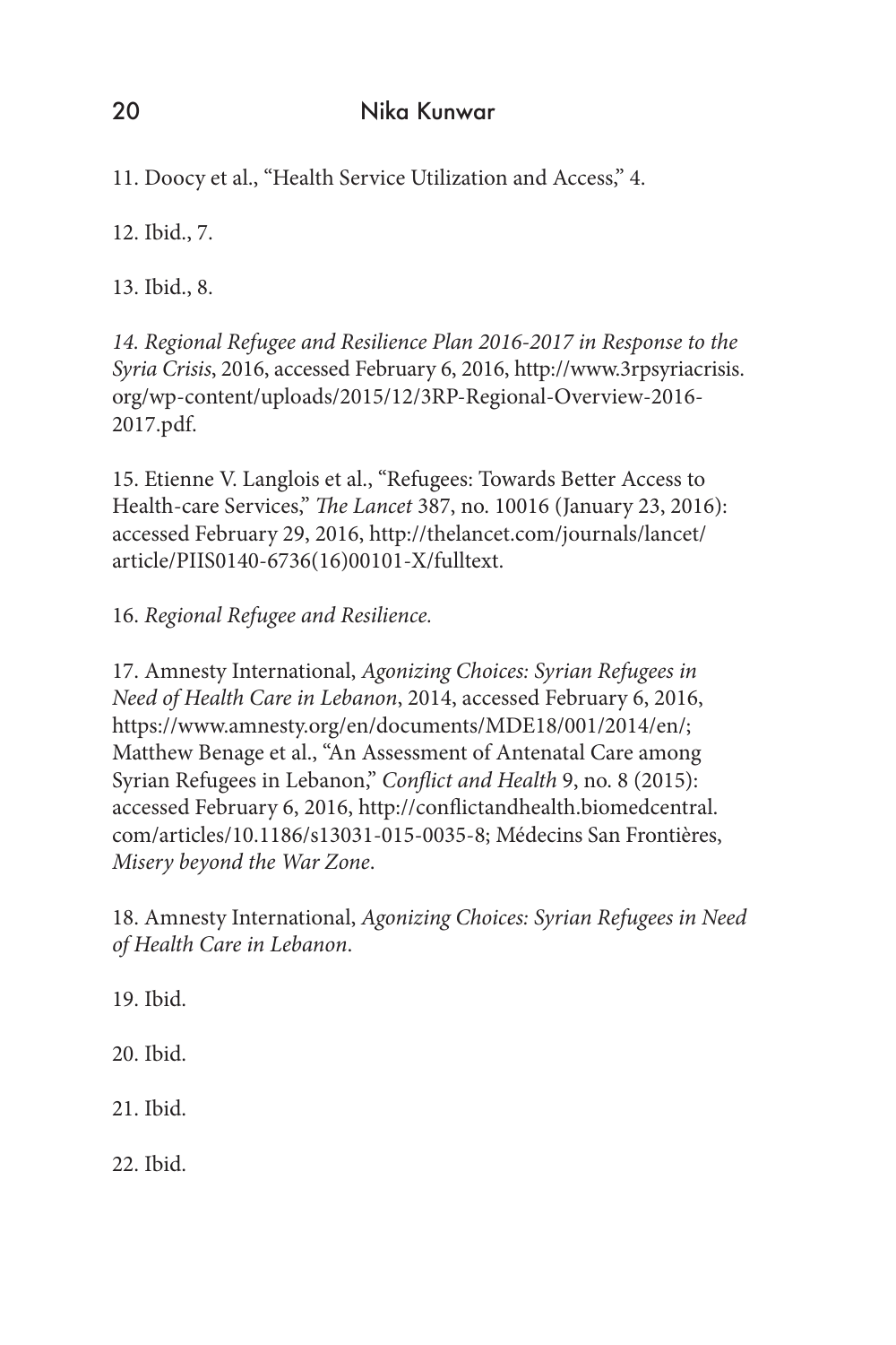11. Doocy et al., "Health Service Utilization and Access," 4.

12. Ibid., 7.

13. Ibid., 8.

*14. Regional Refugee and Resilience Plan 2016-2017 in Response to the Syria Crisis*, 2016, accessed February 6, 2016, http://www.3rpsyriacrisis.org/wp-content/uploads/2015/12/3RP-Regional-Overview-2016-2017.pdf.

15. Etienne V. Langlois et al., "Refugees: Towards Better Access to Health-care Services," *The Lancet* 387, no. 10016 (January 23, 2016): accessed February 29, 2016, http://thelancet.com/journals/lancet/article/PIIS0140-6736(16)00101-X/fulltext.

16. *Regional Refugee and Resilience.*

17. Amnesty International, *Agonizing Choices: Syrian Refugees in Need of Health Care in Lebanon*, 2014, accessed February 6, 2016, https://www.amnesty.org/en/documents/MDE18/001/2014/en/; Matthew Benage et al., "An Assessment of Antenatal Care among Syrian Refugees in Lebanon," *Conflict and Health* 9, no. 8 (2015): accessed February 6, 2016, http://conflictandhealth.biomedcentral.com/articles/10.1186/s13031-015-0035-8; Médecins San Frontières, *Misery beyond the War Zone*.

18. Amnesty International, *Agonizing Choices: Syrian Refugees in Need of Health Care in Lebanon*.

19. Ibid.

20. Ibid.

21. Ibid.

22. Ibid.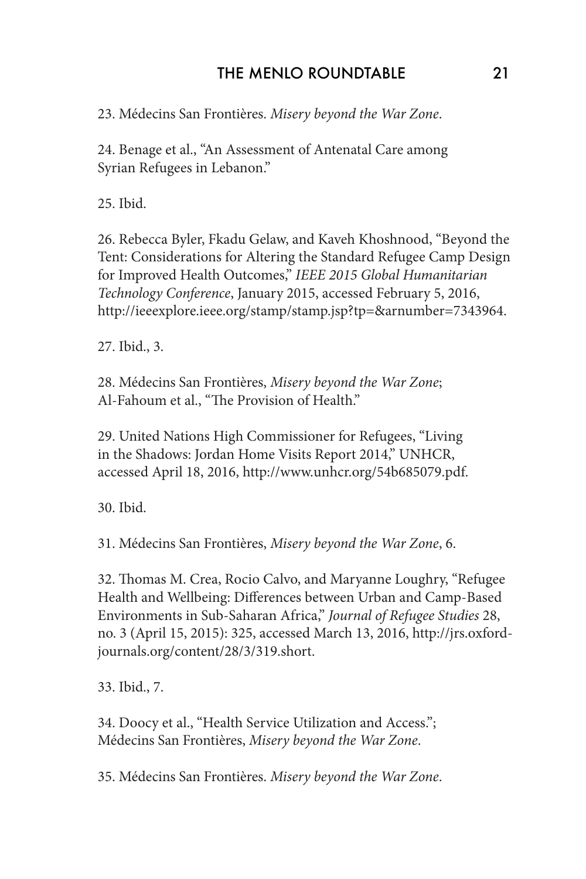23. Médecins San Frontières. *Misery beyond the War Zone*.

24. Benage et al., "An Assessment of Antenatal Care among Syrian Refugees in Lebanon."

25. Ibid.

26. Rebecca Byler, Fkadu Gelaw, and Kaveh Khoshnood, "Beyond the Tent: Considerations for Altering the Standard Refugee Camp Design for Improved Health Outcomes," *IEEE 2015 Global Humanitarian Technology Conference*, January 2015, accessed February 5, 2016, http://ieeexplore.ieee.org/stamp/stamp.jsp?tp=&arnumber=7343964.

27. Ibid., 3.

28. Médecins San Frontières, *Misery beyond the War Zone*; Al-Fahoum et al., "The Provision of Health."

29. United Nations High Commissioner for Refugees, "Living in the Shadows: Jordan Home Visits Report 2014," UNHCR, accessed April 18, 2016, http://www.unhcr.org/54b685079.pdf.

30. Ibid.

31. Médecins San Frontières, *Misery beyond the War Zone*, 6.

32. Thomas M. Crea, Rocio Calvo, and Maryanne Loughry, "Refugee Health and Wellbeing: Differences between Urban and Camp-Based Environments in Sub-Saharan Africa," *Journal of Refugee Studies* 28, no. 3 (April 15, 2015): 325, accessed March 13, 2016, http://jrs.oxfordjournals.org/content/28/3/319.short.

33. Ibid., 7.

34. Doocy et al., "Health Service Utilization and Access."; Médecins San Frontières, *Misery beyond the War Zone*.

35. Médecins San Frontières. *Misery beyond the War Zone*.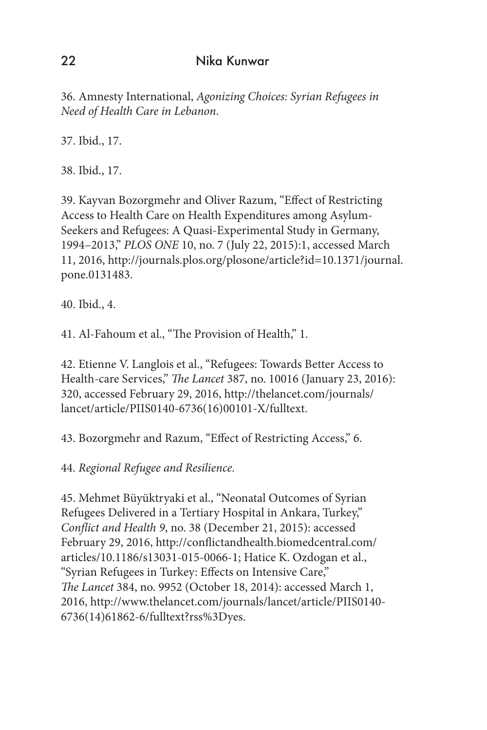36. Amnesty International, *Agonizing Choices: Syrian Refugees in Need of Health Care in Lebanon*.

37. Ibid., 17.

38. Ibid., 17.

39. Kayvan Bozorgmehr and Oliver Razum, "Effect of Restricting Access to Health Care on Health Expenditures among Asylum-Seekers and Refugees: A Quasi-Experimental Study in Germany, 1994–2013," *PLOS ONE* 10, no. 7 (July 22, 2015):1, accessed March 11, 2016, http://journals.plos.org/plosone/article?id=10.1371/journal.pone.0131483.

40. Ibid., 4.

41. Al-Fahoum et al., "The Provision of Health," 1.

42. Etienne V. Langlois et al., "Refugees: Towards Better Access to Health-care Services," *The Lancet* 387, no. 10016 (January 23, 2016): 320, accessed February 29, 2016, http://thelancet.com/journals/lancet/article/PIIS0140-6736(16)00101-X/fulltext.

43. Bozorgmehr and Razum, "Effect of Restricting Access," 6.

44. *Regional Refugee and Resilience.*

45. Mehmet Büyüktryaki et al., "Neonatal Outcomes of Syrian Refugees Delivered in a Tertiary Hospital in Ankara, Turkey," *Conflict and Health 9*, no. 38 (December 21, 2015): accessed February 29, 2016, http://conflictandhealth.biomedcentral.com/articles/10.1186/s13031-015-0066-1; Hatice K. Ozdogan et al., "Syrian Refugees in Turkey: Effects on Intensive Care," *The Lancet* 384, no. 9952 (October 18, 2014): accessed March 1, 2016, http://www.thelancet.com/journals/lancet/article/PIIS0140-6736(14)61862-6/fulltext?rss%3Dyes.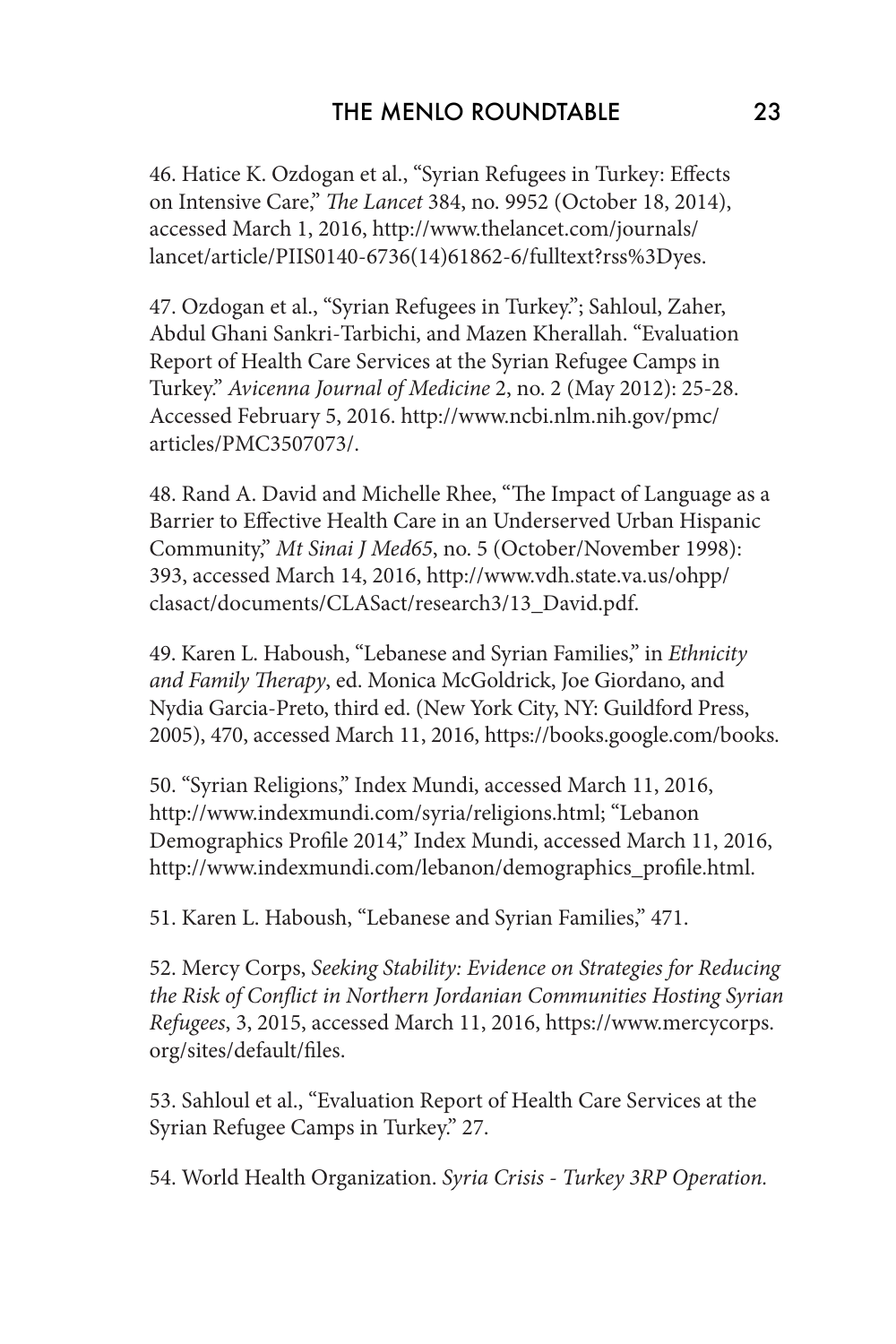46. Hatice K. Ozdogan et al., "Syrian Refugees in Turkey: Effects on Intensive Care," *The Lancet* 384, no. 9952 (October 18, 2014), accessed March 1, 2016, http://www.thelancet.com/journals/lancet/article/PIIS0140-6736(14)61862-6/fulltext?rss%3Dyes.

47. Ozdogan et al., "Syrian Refugees in Turkey."; Sahloul, Zaher, Abdul Ghani Sankri-Tarbichi, and Mazen Kherallah. "Evaluation Report of Health Care Services at the Syrian Refugee Camps in Turkey." *Avicenna Journal of Medicine* 2, no. 2 (May 2012): 25-28. Accessed February 5, 2016. http://www.ncbi.nlm.nih.gov/pmc/articles/PMC3507073/.

48. Rand A. David and Michelle Rhee, "The Impact of Language as a Barrier to Effective Health Care in an Underserved Urban Hispanic Community," *Mt Sinai J Med65*, no. 5 (October/November 1998): 393, accessed March 14, 2016, http://www.vdh.state.va.us/ohpp/clasact/documents/CLASact/research3/13_David.pdf.

49. Karen L. Haboush, "Lebanese and Syrian Families," in *Ethnicity and Family Therapy*, ed. Monica McGoldrick, Joe Giordano, and Nydia Garcia-Preto, third ed. (New York City, NY: Guildford Press, 2005), 470, accessed March 11, 2016, https://books.google.com/books.

50. "Syrian Religions," Index Mundi, accessed March 11, 2016, http://www.indexmundi.com/syria/religions.html; "Lebanon Demographics Profile 2014," Index Mundi, accessed March 11, 2016, http://www.indexmundi.com/lebanon/demographics_profile.html.

51. Karen L. Haboush, "Lebanese and Syrian Families," 471.

52. Mercy Corps, *Seeking Stability: Evidence on Strategies for Reducing the Risk of Conflict in Northern Jordanian Communities Hosting Syrian Refugees*, 3, 2015, accessed March 11, 2016, https://www.mercycorps.org/sites/default/files.

53. Sahloul et al., "Evaluation Report of Health Care Services at the Syrian Refugee Camps in Turkey." 27.

54. World Health Organization. *Syria Crisis - Turkey 3RP Operation.*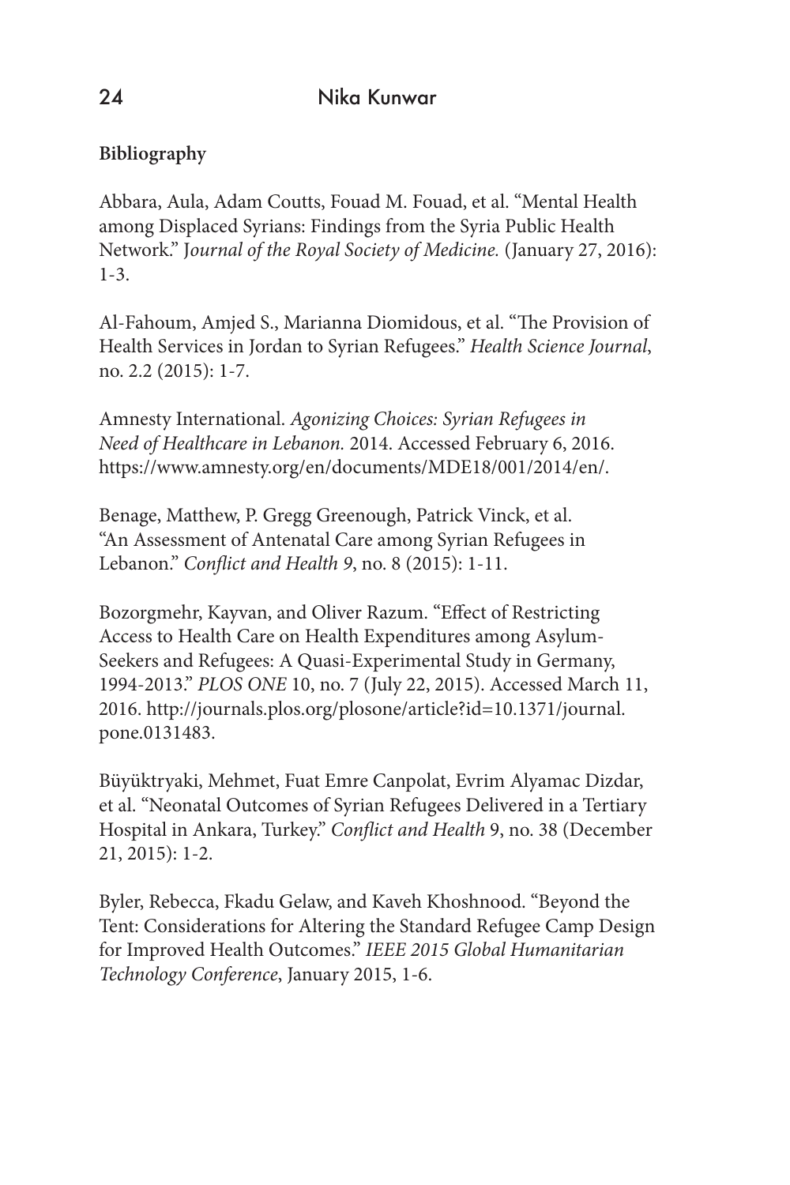**Bibliography**

Abbara, Aula, Adam Coutts, Fouad M. Fouad, et al. "Mental Health among Displaced Syrians: Findings from the Syria Public Health Network." J*ournal of the Royal Society of Medicine.* (January 27, 2016): 1-3.

Al-Fahoum, Amjed S., Marianna Diomidous, et al. "The Provision of Health Services in Jordan to Syrian Refugees." *Health Science Journal*, no. 2.2 (2015): 1-7.

Amnesty International. *Agonizing Choices: Syrian Refugees in Need of Healthcare in Lebanon.* 2014. Accessed February 6, 2016. https://www.amnesty.org/en/documents/MDE18/001/2014/en/.

Benage, Matthew, P. Gregg Greenough, Patrick Vinck, et al. "An Assessment of Antenatal Care among Syrian Refugees in Lebanon." *Conflict and Health 9*, no. 8 (2015): 1-11.

Bozorgmehr, Kayvan, and Oliver Razum. "Effect of Restricting Access to Health Care on Health Expenditures among Asylum-Seekers and Refugees: A Quasi-Experimental Study in Germany, 1994-2013." *PLOS ONE* 10, no. 7 (July 22, 2015). Accessed March 11, 2016. http://journals.plos.org/plosone/article?id=10.1371/journal.pone.0131483.

Büyüktryaki, Mehmet, Fuat Emre Canpolat, Evrim Alyamac Dizdar, et al. "Neonatal Outcomes of Syrian Refugees Delivered in a Tertiary Hospital in Ankara, Turkey." *Conflict and Health* 9, no. 38 (December 21, 2015): 1-2.

Byler, Rebecca, Fkadu Gelaw, and Kaveh Khoshnood. "Beyond the Tent: Considerations for Altering the Standard Refugee Camp Design for Improved Health Outcomes." *IEEE 2015 Global Humanitarian Technology Conference*, January 2015, 1-6.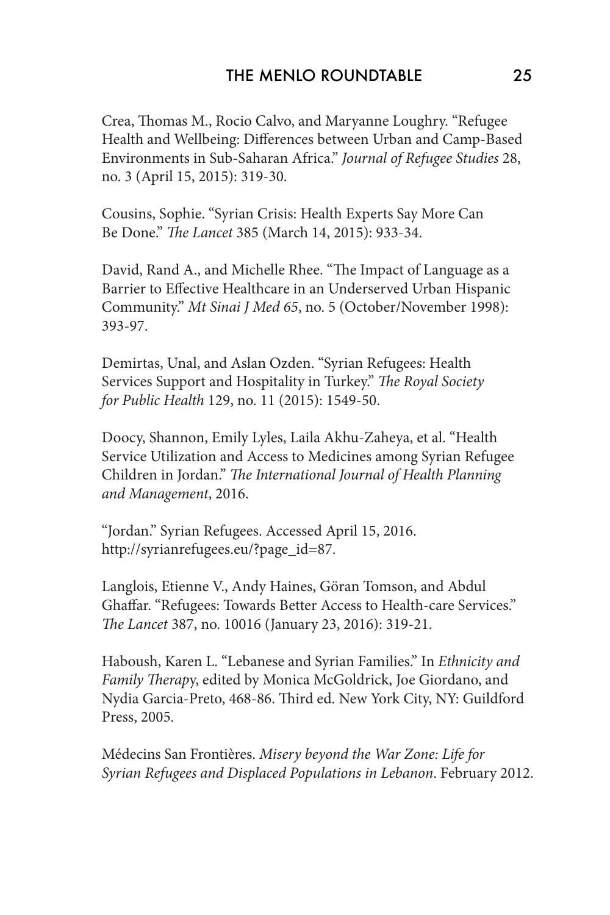Crea, Thomas M., Rocio Calvo, and Maryanne Loughry. "Refugee Health and Wellbeing: Differences between Urban and Camp-Based Environments in Sub-Saharan Africa." *Journal of Refugee Studies* 28, no. 3 (April 15, 2015): 319-30.

Cousins, Sophie. "Syrian Crisis: Health Experts Say More Can Be Done." *The Lancet* 385 (March 14, 2015): 933-34.

David, Rand A., and Michelle Rhee. "The Impact of Language as a Barrier to Effective Healthcare in an Underserved Urban Hispanic Community." *Mt Sinai J Med 65*, no. 5 (October/November 1998): 393-97.

Demirtas, Unal, and Aslan Ozden. "Syrian Refugees: Health Services Support and Hospitality in Turkey." *The Royal Society for Public Health* 129, no. 11 (2015): 1549-50.

Doocy, Shannon, Emily Lyles, Laila Akhu-Zaheya, et al. "Health Service Utilization and Access to Medicines among Syrian Refugee Children in Jordan." *The International Journal of Health Planning and Management*, 2016.

"Jordan." Syrian Refugees. Accessed April 15, 2016. http://syrianrefugees.eu/?page_id=87.

Langlois, Etienne V., Andy Haines, Göran Tomson, and Abdul Ghaffar. "Refugees: Towards Better Access to Health-care Services." *The Lancet* 387, no. 10016 (January 23, 2016): 319-21.

Haboush, Karen L. "Lebanese and Syrian Families." In *Ethnicity and Family Therapy*, edited by Monica McGoldrick, Joe Giordano, and Nydia Garcia-Preto, 468-86. Third ed. New York City, NY: Guildford Press, 2005.

Médecins San Frontières. *Misery beyond the War Zone: Life for Syrian Refugees and Displaced Populations in Lebanon*. February 2012.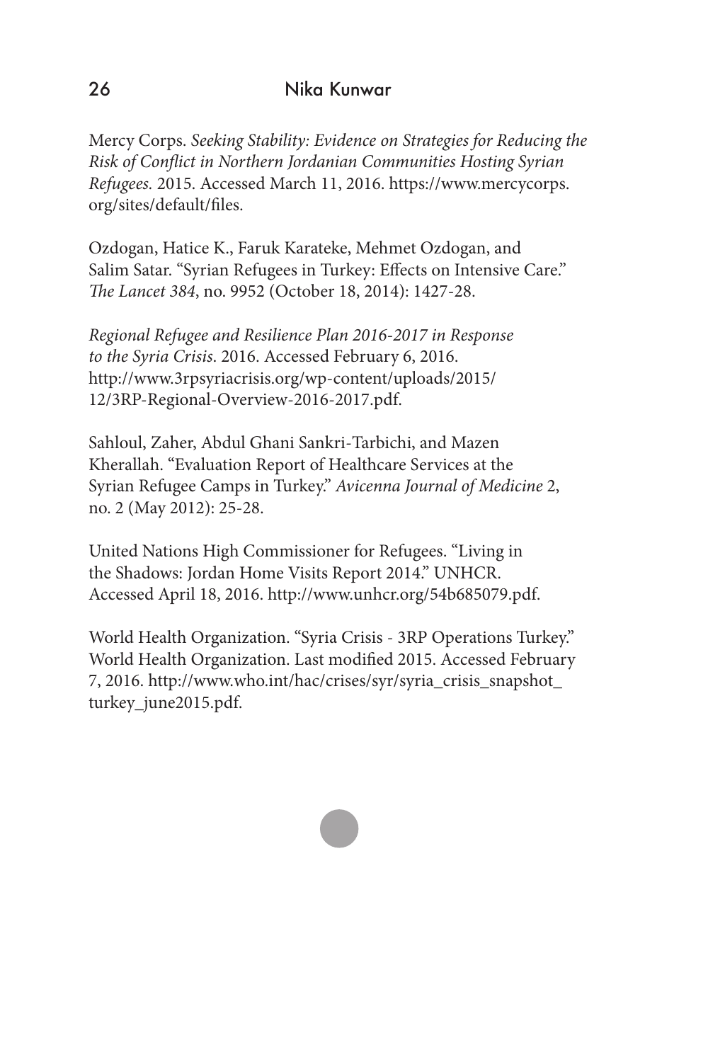Mercy Corps. *Seeking Stability: Evidence on Strategies for Reducing the Risk of Conflict in Northern Jordanian Communities Hosting Syrian Refugees.* 2015. Accessed March 11, 2016. https://www.mercycorps.org/sites/default/files.

Ozdogan, Hatice K., Faruk Karateke, Mehmet Ozdogan, and Salim Satar. "Syrian Refugees in Turkey: Effects on Intensive Care." *The Lancet 384*, no. 9952 (October 18, 2014): 1427-28.

*Regional Refugee and Resilience Plan 2016-2017 in Response to the Syria Crisis*. 2016. Accessed February 6, 2016. http://www.3rpsyriacrisis.org/wp-content/uploads/2015/12/3RP-Regional-Overview-2016-2017.pdf.

Sahloul, Zaher, Abdul Ghani Sankri-Tarbichi, and Mazen Kherallah. "Evaluation Report of Healthcare Services at the Syrian Refugee Camps in Turkey." *Avicenna Journal of Medicine* 2, no. 2 (May 2012): 25-28.

United Nations High Commissioner for Refugees. "Living in the Shadows: Jordan Home Visits Report 2014." UNHCR. Accessed April 18, 2016. http://www.unhcr.org/54b685079.pdf.

World Health Organization. "Syria Crisis - 3RP Operations Turkey." World Health Organization. Last modified 2015. Accessed February 7, 2016. http://www.who.int/hac/crises/syr/syria_crisis_snapshot_turkey_june2015.pdf.